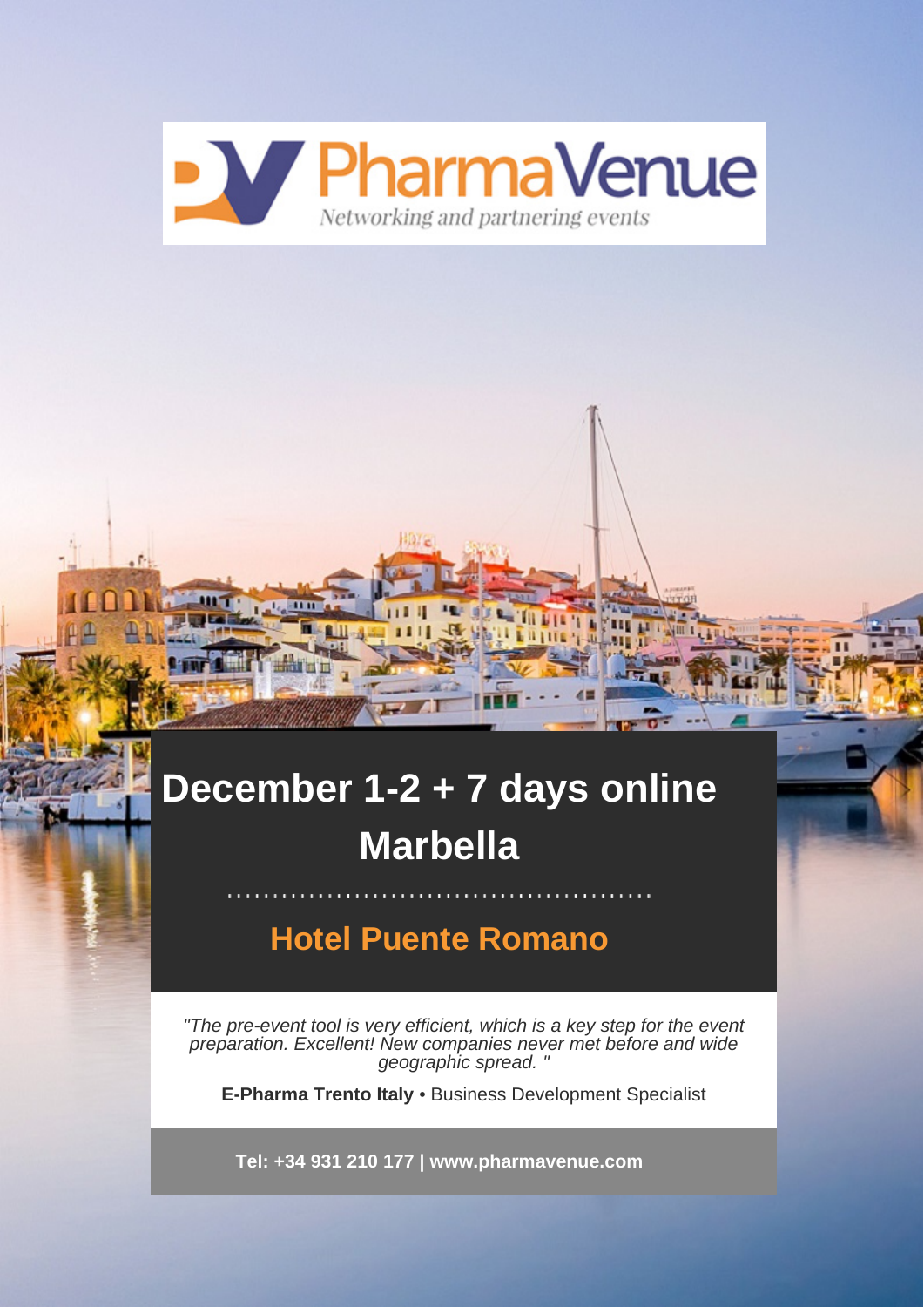PharmaVenue

*Networking and partnering events*

# December 1-2 + 7 days online Marbella

## Hotel Puente Romano

*"The pre-event tool is very efficient, which is a key step for the event preparation. Excellent! New companies never met before and wide geographic spread. "*

**E-Pharma Trento Italy** • Business Development Specialist

**Tel: +34 931 210 177 | www.pharmavenue.com**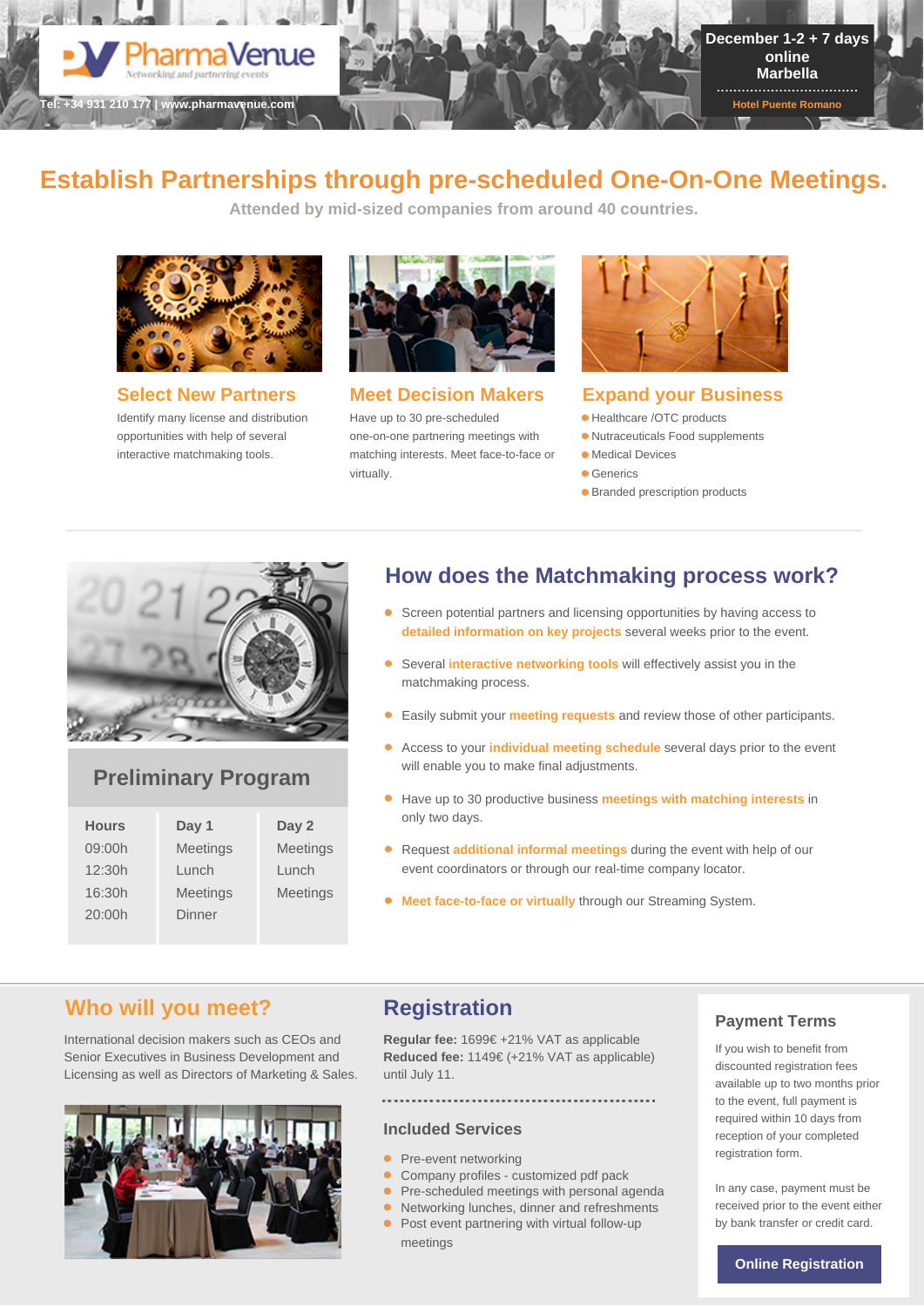PharmaVenue
Networking and partnering events

Tel: +34 931 210 177 | www.pharmavenue.com

December 1-2 + 7 days online
Marbella

Hotel Puente Romano

# Establish Partnerships through pre-scheduled One-On-One Meetings.

Attended by mid-sized companies from around 40 countries.

## Select New Partners

Identify many license and distribution opportunities with help of several interactive matchmaking tools.

## Meet Decision Makers

Have up to 30 pre-scheduled one-on-one partnering meetings with matching interests. Meet face-to-face or virtually.

## Expand your Business

- Healthcare /OTC products
- Nutraceuticals Food supplements
- Medical Devices
- Generics
- Branded prescription products

## Preliminary Program

| Hours | Day 1 | Day 2 |
|---|---|---|
| 09:00h | Meetings | Meetings |
| 12:30h | Lunch | Lunch |
| 16:30h | Meetings | Meetings |
| 20:00h | Dinner | |

## How does the Matchmaking process work?

- Screen potential partners and licensing opportunities by having access to **detailed information on key projects** several weeks prior to the event.
- Several **interactive networking tools** will effectively assist you in the matchmaking process.
- Easily submit your **meeting requests** and review those of other participants.
- Access to your **individual meeting schedule** several days prior to the event will enable you to make final adjustments.
- Have up to 30 productive business **meetings with matching interests** in only two days.
- Request **additional informal meetings** during the event with help of our event coordinators or through our real-time company locator.
- **Meet face-to-face or virtually** through our Streaming System.

## Who will you meet?

International decision makers such as CEOs and Senior Executives in Business Development and Licensing as well as Directors of Marketing & Sales.

## Registration

**Regular fee:** 1699€ +21% VAT as applicable
**Reduced fee:** 1149€ (+21% VAT as applicable) until July 11.

### Included Services

- Pre-event networking
- Company profiles - customized pdf pack
- Pre-scheduled meetings with personal agenda
- Networking lunches, dinner and refreshments
- Post event partnering with virtual follow-up meetings

### Payment Terms

If you wish to benefit from discounted registration fees available up to two months prior to the event, full payment is required within 10 days from reception of your completed registration form.

In any case, payment must be received prior to the event either by bank transfer or credit card.

Online Registration